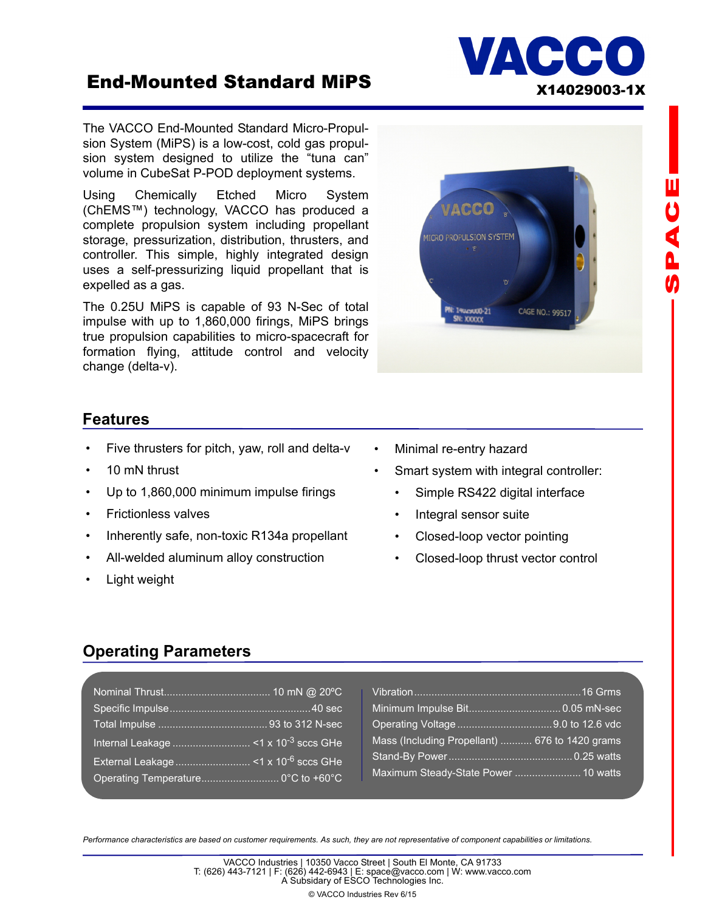# End-Mounted Standard MiPS

VACCO

X14029003-1X

The VACCO End-Mounted Standard Micro-Propulsion System (MiPS) is a low-cost, cold gas propulsion system designed to utilize the "tuna can" volume in CubeSat P-POD deployment systems.

Using Chemically Etched Micro System (ChEMS™) technology, VACCO has produced a complete propulsion system including propellant storage, pressurization, distribution, thrusters, and controller. This simple, highly integrated design uses a self-pressurizing liquid propellant that is expelled as a gas.

The 0.25U MiPS is capable of 93 N-Sec of total impulse with up to 1,860,000 firings, MiPS brings true propulsion capabilities to micro-spacecraft for formation flying, attitude control and velocity change (delta-v).

## Features

- Five thrusters for pitch, yaw, roll and delta-v
- 10 mN thrust
- Up to 1,860,000 minimum impulse firings
- Frictionless valves
- Inherently safe, non-toxic R134a propellant
- All-welded aluminum alloy construction
- Light weight
- Minimal re-entry hazard
- Smart system with integral controller:
  - Simple RS422 digital interface
  - Integral sensor suite
  - Closed-loop vector pointing
  - Closed-loop thrust vector control

## Operating Parameters

| Parameter | Value |
|---|---|
| Nominal Thrust | 10 mN @ 20ºC |
| Specific Impulse | 40 sec |
| Total Impulse | 93 to 312 N-sec |
| Internal Leakage | <1 x $10^{-3}$ sccs GHe |
| External Leakage | <1 x $10^{-6}$ sccs GHe |
| Operating Temperature | 0°C to +60°C |
| Vibration | 16 Grms |
| Minimum Impulse Bit | 0.05 mN-sec |
| Operating Voltage | 9.0 to 12.6 vdc |
| Mass (Including Propellant) | 676 to 1420 grams |
| Stand-By Power | 0.25 watts |
| Maximum Steady-State Power | 10 watts |

*Performance characteristics are based on customer requirements. As such, they are not representative of component capabilities or limitations.*

VACCO Industries | 10350 Vacco Street | South El Monte, CA 91733
T: (626) 443-7121 | F: (626) 442-6943 | E: space@vacco.com | W: www.vacco.com
A Subsidiary of ESCO Technologies Inc.

© VACCO Industries Rev 6/15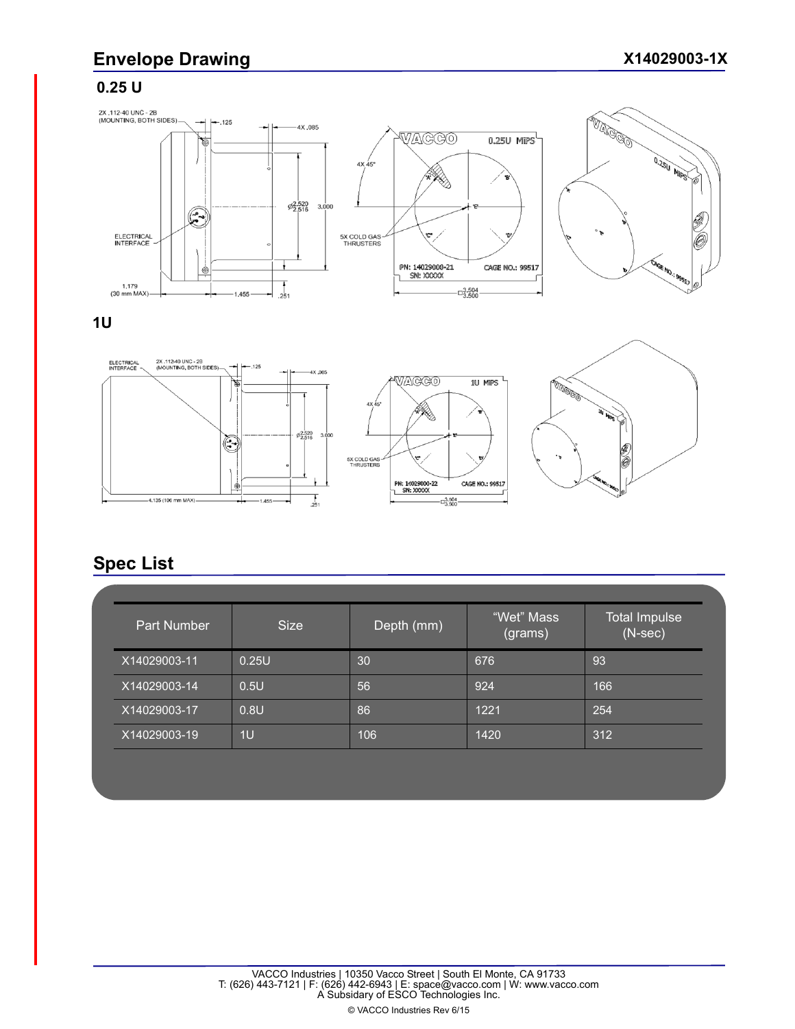## Envelope Drawing

X14029003-1X

### 0.25 U

2X .112-40 UNC - 2B
(MOUNTING, BOTH SIDES)

.125

4X .085

ELECTRICAL
INTERFACE

Ø2.520
2.516

3.000

1.179
(30 mm MAX)

1.455

.251

4X 45°

5X COLD GAS
THRUSTERS

VACCO 0.25U MIPS

PN: 14029000-21 CAGE NO.: 99517
SN: XXXXX

□3.504
3.500

### 1U

ELECTRICAL
INTERFACE

2X .112-40 UNC - 2B
(MOUNTING, BOTH SIDES)

.125

4X .085

Ø2.520
2.516

3.000

4.135 (106 mm MAX)

1.455

.251

4X 45°

5X COLD GAS
THRUSTERS

VACCO 1U MIPS

PN: 14029000-22 CAGE NO.: 99517
SN: XXXXX

□3.504
3.500

## Spec List

| Part Number | Size | Depth (mm) | "Wet" Mass (grams) | Total Impulse (N-sec) |
|---|---|---|---|---|
| X14029003-11 | 0.25U | 30 | 676 | 93 |
| X14029003-14 | 0.5U | 56 | 924 | 166 |
| X14029003-17 | 0.8U | 86 | 1221 | 254 |
| X14029003-19 | 1U | 106 | 1420 | 312 |

VACCO Industries | 10350 Vacco Street | South El Monte, CA 91733
T: (626) 443-7121 | F: (626) 442-6943 | E: space@vacco.com | W: www.vacco.com
A Subsidiary of ESCO Technologies Inc.

© VACCO Industries Rev 6/15